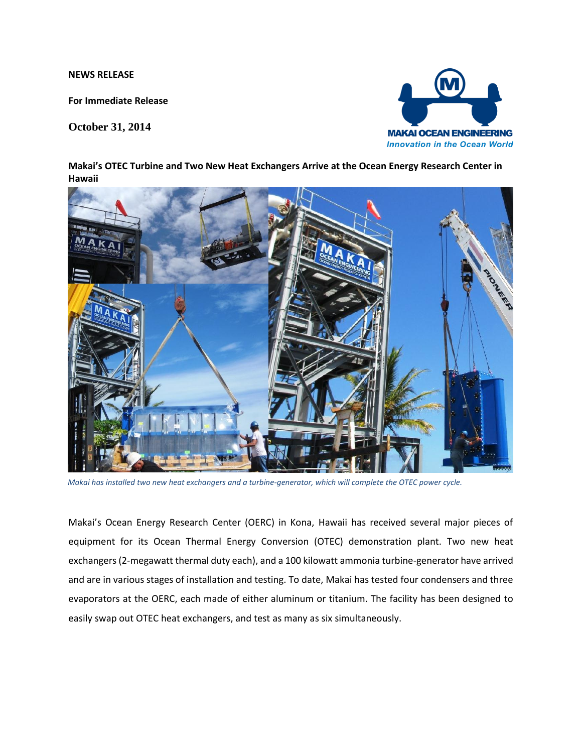**NEWS RELEASE**

**For Immediate Release**

**October 31, 2014**

MAKAI OCEAN ENGINEERING
*Innovation in the Ocean World*

**Makai's OTEC Turbine and Two New Heat Exchangers Arrive at the Ocean Energy Research Center in Hawaii**

*Makai has installed two new heat exchangers and a turbine-generator, which will complete the OTEC power cycle.*

Makai's Ocean Energy Research Center (OERC) in Kona, Hawaii has received several major pieces of equipment for its Ocean Thermal Energy Conversion (OTEC) demonstration plant. Two new heat exchangers (2-megawatt thermal duty each), and a 100 kilowatt ammonia turbine-generator have arrived and are in various stages of installation and testing. To date, Makai has tested four condensers and three evaporators at the OERC, each made of either aluminum or titanium. The facility has been designed to easily swap out OTEC heat exchangers, and test as many as six simultaneously.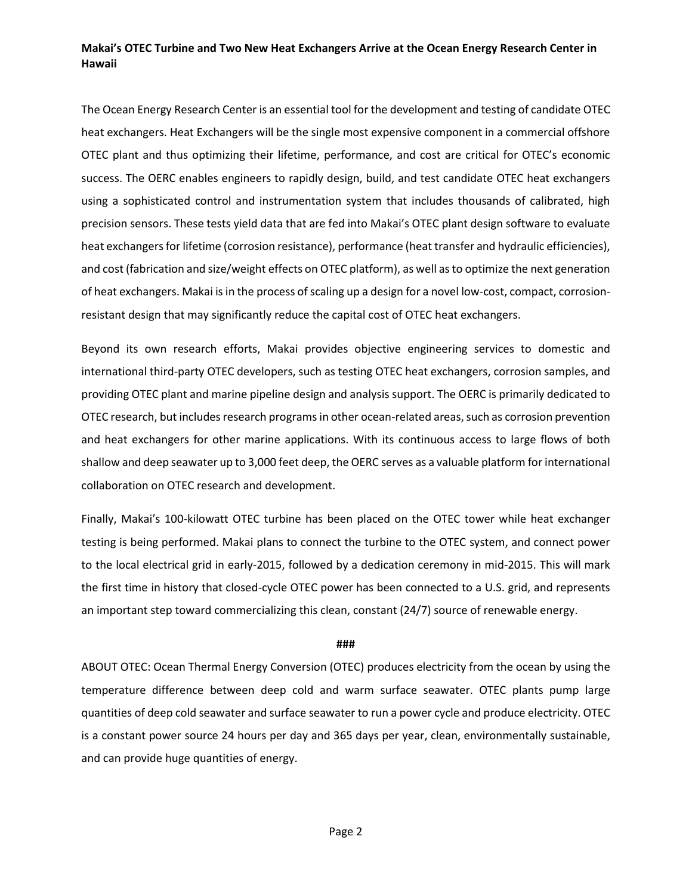**Makai's OTEC Turbine and Two New Heat Exchangers Arrive at the Ocean Energy Research Center in Hawaii**

The Ocean Energy Research Center is an essential tool for the development and testing of candidate OTEC heat exchangers. Heat Exchangers will be the single most expensive component in a commercial offshore OTEC plant and thus optimizing their lifetime, performance, and cost are critical for OTEC's economic success. The OERC enables engineers to rapidly design, build, and test candidate OTEC heat exchangers using a sophisticated control and instrumentation system that includes thousands of calibrated, high precision sensors. These tests yield data that are fed into Makai's OTEC plant design software to evaluate heat exchangers for lifetime (corrosion resistance), performance (heat transfer and hydraulic efficiencies), and cost (fabrication and size/weight effects on OTEC platform), as well as to optimize the next generation of heat exchangers. Makai is in the process of scaling up a design for a novel low-cost, compact, corrosion-resistant design that may significantly reduce the capital cost of OTEC heat exchangers.

Beyond its own research efforts, Makai provides objective engineering services to domestic and international third-party OTEC developers, such as testing OTEC heat exchangers, corrosion samples, and providing OTEC plant and marine pipeline design and analysis support. The OERC is primarily dedicated to OTEC research, but includes research programs in other ocean-related areas, such as corrosion prevention and heat exchangers for other marine applications. With its continuous access to large flows of both shallow and deep seawater up to 3,000 feet deep, the OERC serves as a valuable platform for international collaboration on OTEC research and development.

Finally, Makai's 100-kilowatt OTEC turbine has been placed on the OTEC tower while heat exchanger testing is being performed. Makai plans to connect the turbine to the OTEC system, and connect power to the local electrical grid in early-2015, followed by a dedication ceremony in mid-2015. This will mark the first time in history that closed-cycle OTEC power has been connected to a U.S. grid, and represents an important step toward commercializing this clean, constant (24/7) source of renewable energy.

**###**

ABOUT OTEC: Ocean Thermal Energy Conversion (OTEC) produces electricity from the ocean by using the temperature difference between deep cold and warm surface seawater. OTEC plants pump large quantities of deep cold seawater and surface seawater to run a power cycle and produce electricity. OTEC is a constant power source 24 hours per day and 365 days per year, clean, environmentally sustainable, and can provide huge quantities of energy.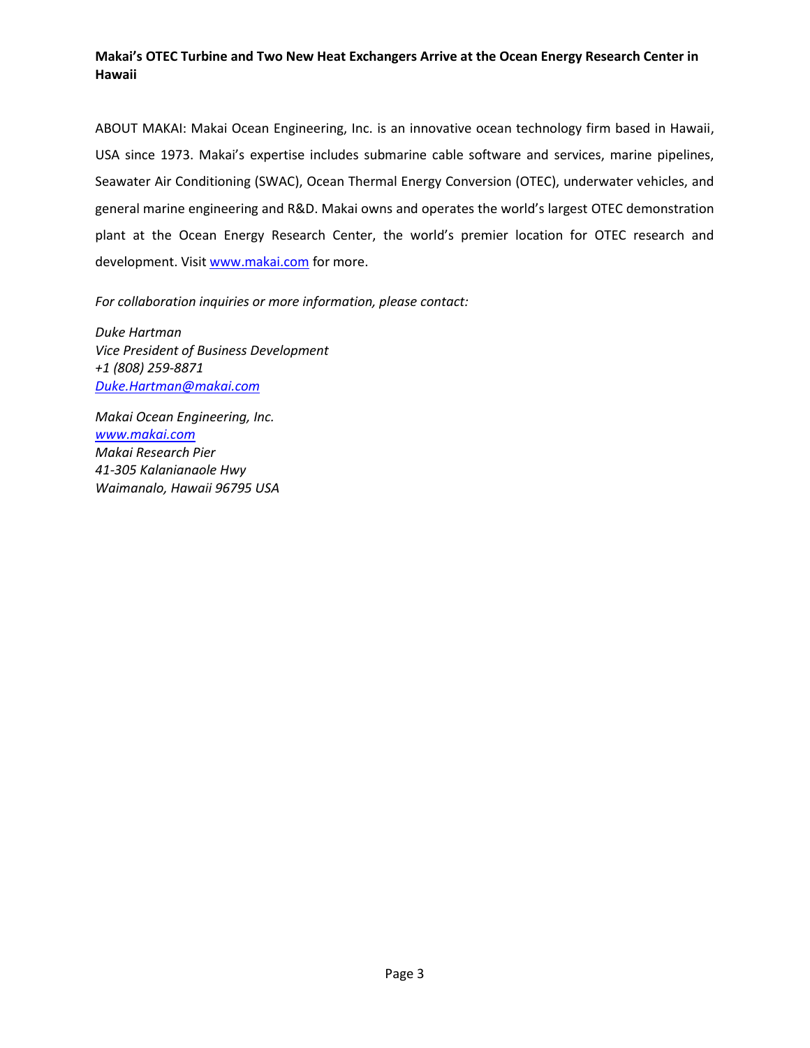ABOUT MAKAI: Makai Ocean Engineering, Inc. is an innovative ocean technology firm based in Hawaii, USA since 1973. Makai's expertise includes submarine cable software and services, marine pipelines, Seawater Air Conditioning (SWAC), Ocean Thermal Energy Conversion (OTEC), underwater vehicles, and general marine engineering and R&D. Makai owns and operates the world's largest OTEC demonstration plant at the Ocean Energy Research Center, the world's premier location for OTEC research and development. Visit [www.makai.com](http://www.makai.com) for more.

*For collaboration inquiries or more information, please contact:*

*Duke Hartman*
*Vice President of Business Development*
*+1 (808) 259-8871*
*[Duke.Hartman@makai.com](mailto:Duke.Hartman@makai.com)*

*Makai Ocean Engineering, Inc.*
*[www.makai.com](http://www.makai.com)*
*Makai Research Pier*
*41-305 Kalanianaole Hwy*
*Waimanalo, Hawaii 96795 USA*